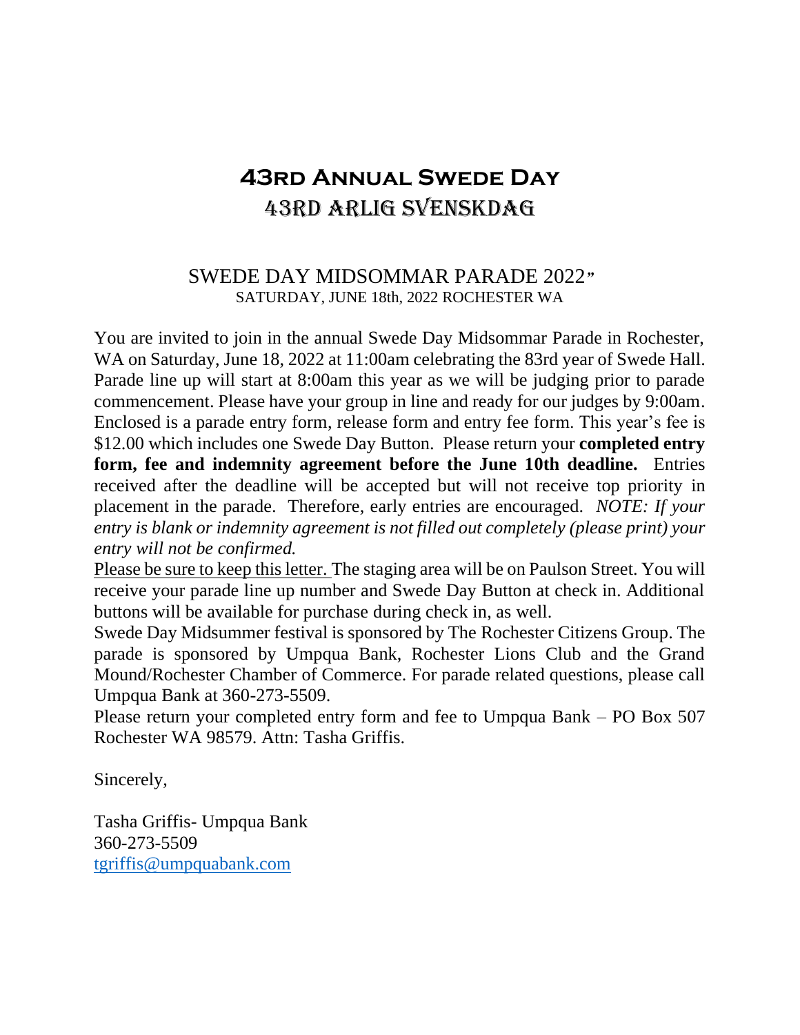# 43rd Annual Swede Day

# 43rd Arlig Svenskdag

## SWEDE DAY MIDSOMMAR PARADE 2022"

SATURDAY, JUNE 18th, 2022 ROCHESTER WA

You are invited to join in the annual Swede Day Midsommar Parade in Rochester, WA on Saturday, June 18, 2022 at 11:00am celebrating the 83rd year of Swede Hall. Parade line up will start at 8:00am this year as we will be judging prior to parade commencement. Please have your group in line and ready for our judges by 9:00am. Enclosed is a parade entry form, release form and entry fee form. This year's fee is $12.00 which includes one Swede Day Button. Please return your **completed entry form, fee and indemnity agreement before the June 10th deadline.** Entries received after the deadline will be accepted but will not receive top priority in placement in the parade. Therefore, early entries are encouraged. *NOTE: If your entry is blank or indemnity agreement is not filled out completely (please print) your entry will not be confirmed.*

<u>Please be sure to keep this letter.</u> The staging area will be on Paulson Street. You will receive your parade line up number and Swede Day Button at check in. Additional buttons will be available for purchase during check in, as well.

Swede Day Midsummer festival is sponsored by The Rochester Citizens Group. The parade is sponsored by Umpqua Bank, Rochester Lions Club and the Grand Mound/Rochester Chamber of Commerce. For parade related questions, please call Umpqua Bank at 360-273-5509.

Please return your completed entry form and fee to Umpqua Bank – PO Box 507 Rochester WA 98579. Attn: Tasha Griffis.

Sincerely,

Tasha Griffis- Umpqua Bank
360-273-5509
tgriffis@umpquabank.com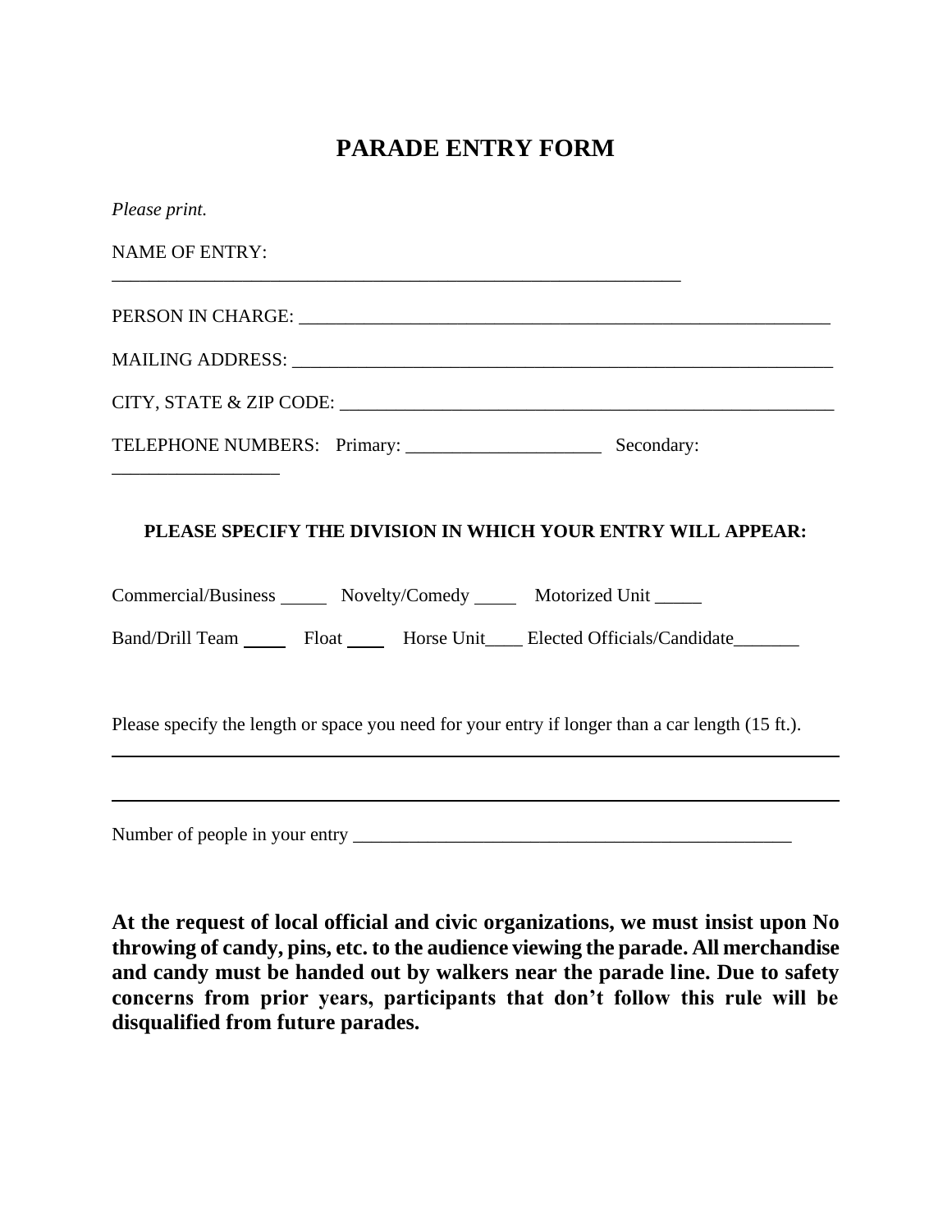# PARADE ENTRY FORM

*Please print.*

NAME OF ENTRY: _______________________________________________________________

PERSON IN CHARGE: _______________________________________________________

MAILING ADDRESS: ________________________________________________________

CITY, STATE & ZIP CODE: __________________________________________________

TELEPHONE NUMBERS: Primary: ____________________ Secondary: _________________

**PLEASE SPECIFY THE DIVISION IN WHICH YOUR ENTRY WILL APPEAR:**

Commercial/Business _____ Novelty/Comedy _____ Motorized Unit _____

Band/Drill Team _____ Float ____ Horse Unit____ Elected Officials/Candidate_______

Please specify the length or space you need for your entry if longer than a car length (15 ft.).

_______________________________________________________________________________

_______________________________________________________________________________

Number of people in your entry _______________________________________________

**At the request of local official and civic organizations, we must insist upon No throwing of candy, pins, etc. to the audience viewing the parade. All merchandise and candy must be handed out by walkers near the parade line. Due to safety concerns from prior years, participants that don't follow this rule will be disqualified from future parades.**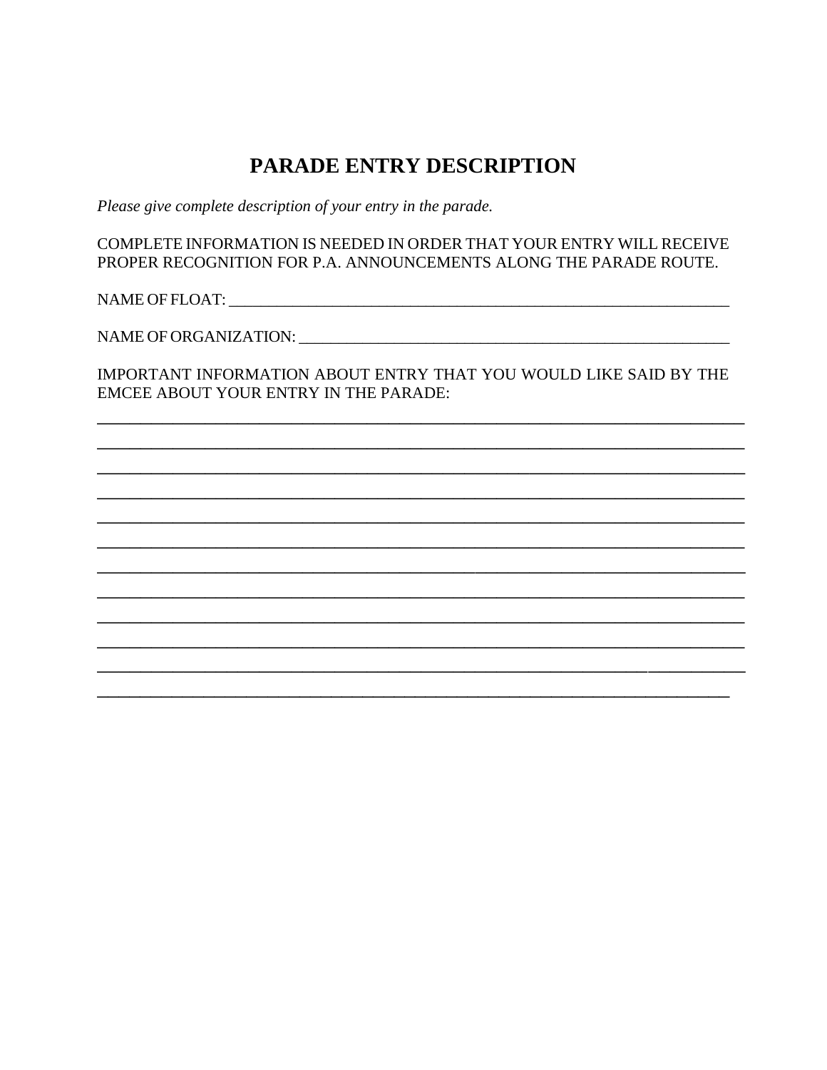# PARADE ENTRY DESCRIPTION

*Please give complete description of your entry in the parade.*

COMPLETE INFORMATION IS NEEDED IN ORDER THAT YOUR ENTRY WILL RECEIVE PROPER RECOGNITION FOR P.A. ANNOUNCEMENTS ALONG THE PARADE ROUTE.

NAME OF FLOAT: ___________________________________________________________

NAME OF ORGANIZATION: ____________________________________________________

IMPORTANT INFORMATION ABOUT ENTRY THAT YOU WOULD LIKE SAID BY THE EMCEE ABOUT YOUR ENTRY IN THE PARADE:

______________________________________________________________________________

______________________________________________________________________________

______________________________________________________________________________

______________________________________________________________________________

______________________________________________________________________________

______________________________________________________________________________

______________________________________________________________________________

______________________________________________________________________________

______________________________________________________________________________

______________________________________________________________________________

______________________________________________________________________________

____________________________________________________________________________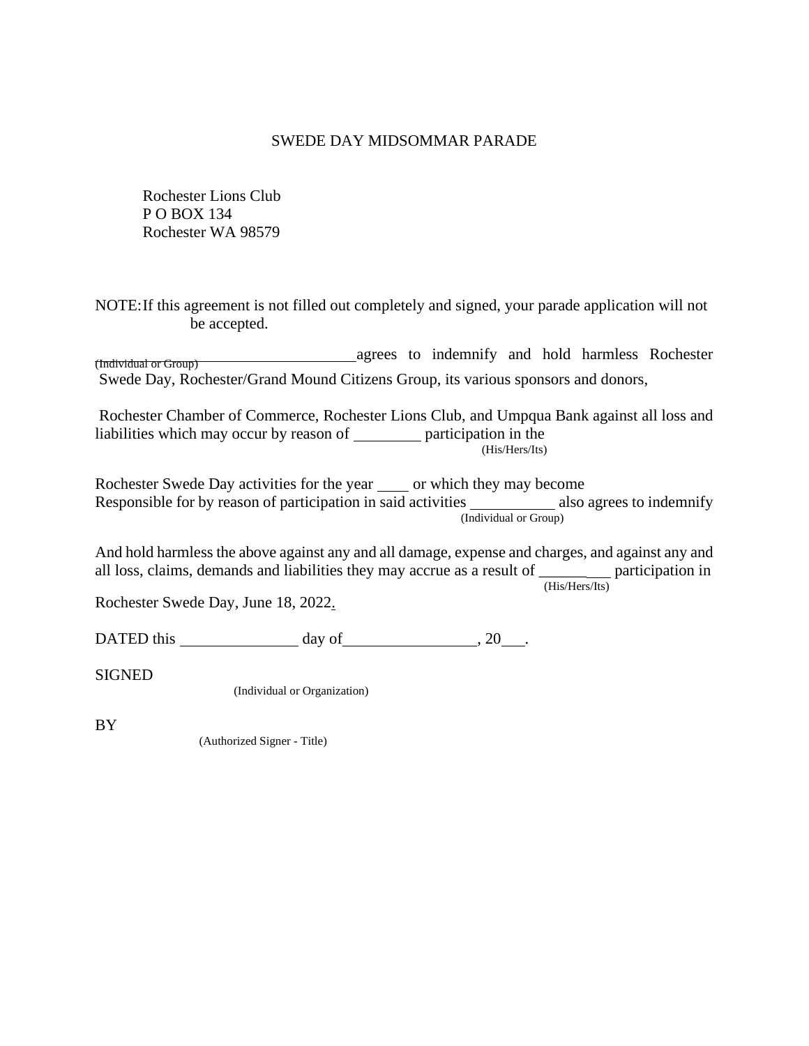SWEDE DAY MIDSOMMAR PARADE

Rochester Lions Club
P O BOX 134
Rochester WA 98579

NOTE: If this agreement is not filled out completely and signed, your parade application will not be accepted.

______________________ agrees to indemnify and hold harmless Rochester
(Individual or Group)
Swede Day, Rochester/Grand Mound Citizens Group, its various sponsors and donors,

Rochester Chamber of Commerce, Rochester Lions Club, and Umpqua Bank against all loss and liabilities which may occur by reason of ________ participation in the
(His/Hers/Its)

Rochester Swede Day activities for the year ____ or which they may become Responsible for by reason of participation in said activities __________ also agrees to indemnify
(Individual or Group)

And hold harmless the above against any and all damage, expense and charges, and against any and all loss, claims, demands and liabilities they may accrue as a result of _________ participation in
(His/Hers/Its)

Rochester Swede Day, June 18, 2022.

DATED this _______________ day of_________________, 20___.

SIGNED
(Individual or Organization)

BY
(Authorized Signer - Title)